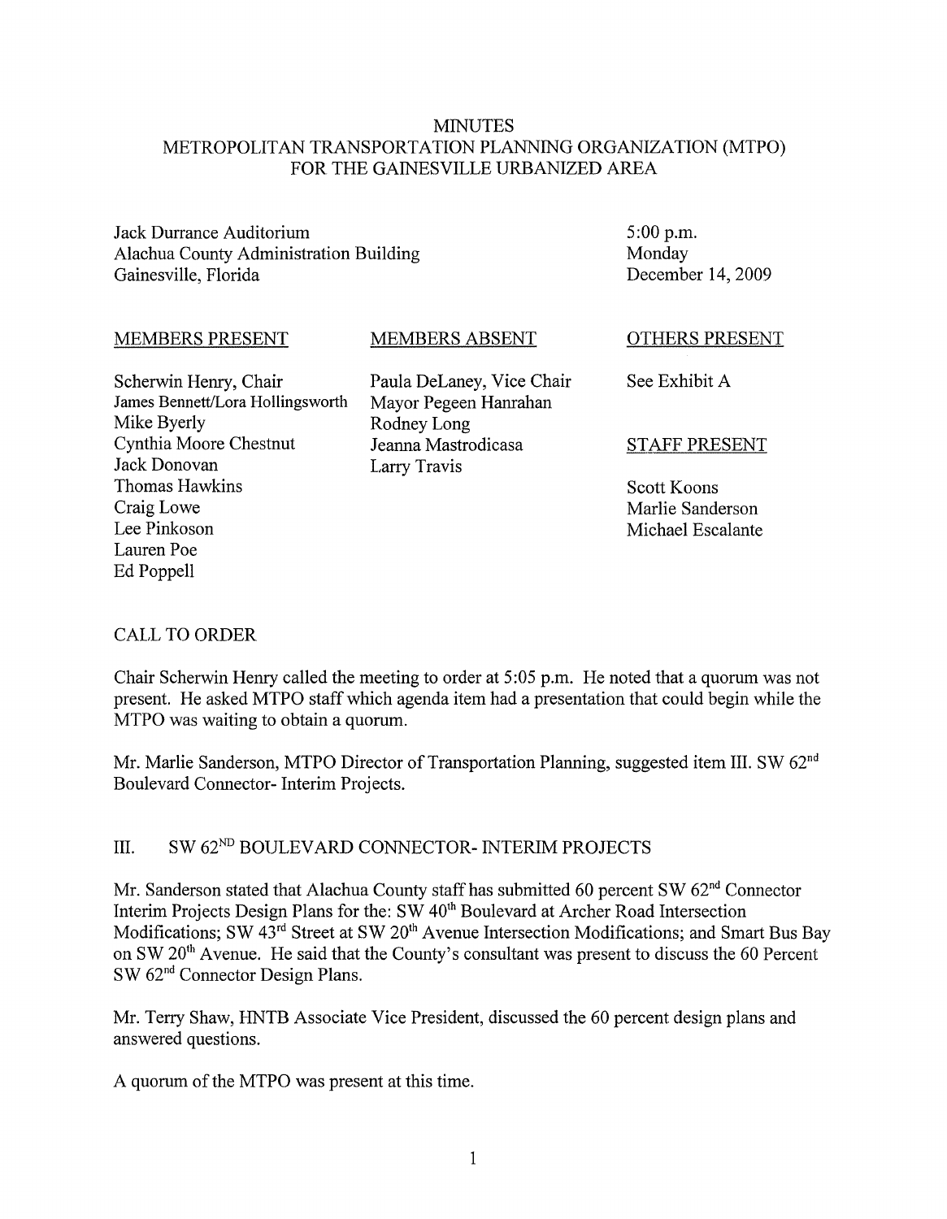# MINUTES
## METROPOLITAN TRANSPORTATION PLANNING ORGANIZATION (MTPO) FOR THE GAINESVILLE URBANIZED AREA

Jack Durrance Auditorium
Alachua County Administration Building
Gainesville, Florida

5:00 p.m.
Monday
December 14, 2009

| MEMBERS PRESENT | MEMBERS ABSENT | OTHERS PRESENT |
|---|---|---|
| Scherwin Henry, Chair | Paula DeLaney, Vice Chair | See Exhibit A |
| James Bennett/Lora Hollingsworth | Mayor Pegeen Hanrahan | |
| Mike Byerly | Rodney Long | |
| Cynthia Moore Chestnut | Jeanna Mastrodicasa | **STAFF PRESENT** |
| Jack Donovan | Larry Travis | |
| Thomas Hawkins | | Scott Koons |
| Craig Lowe | | Marlie Sanderson |
| Lee Pinkoson | | Michael Escalante |
| Lauren Poe | | |
| Ed Poppell | | |

## CALL TO ORDER

Chair Scherwin Henry called the meeting to order at 5:05 p.m. He noted that a quorum was not present. He asked MTPO staff which agenda item had a presentation that could begin while the MTPO was waiting to obtain a quorum.

Mr. Marlie Sanderson, MTPO Director of Transportation Planning, suggested item III. SW 62nd Boulevard Connector- Interim Projects.

## III. SW 62ND BOULEVARD CONNECTOR- INTERIM PROJECTS

Mr. Sanderson stated that Alachua County staff has submitted 60 percent SW 62nd Connector Interim Projects Design Plans for the: SW 40th Boulevard at Archer Road Intersection Modifications; SW 43rd Street at SW 20th Avenue Intersection Modifications; and Smart Bus Bay on SW 20th Avenue. He said that the County's consultant was present to discuss the 60 Percent SW 62nd Connector Design Plans.

Mr. Terry Shaw, HNTB Associate Vice President, discussed the 60 percent design plans and answered questions.

A quorum of the MTPO was present at this time.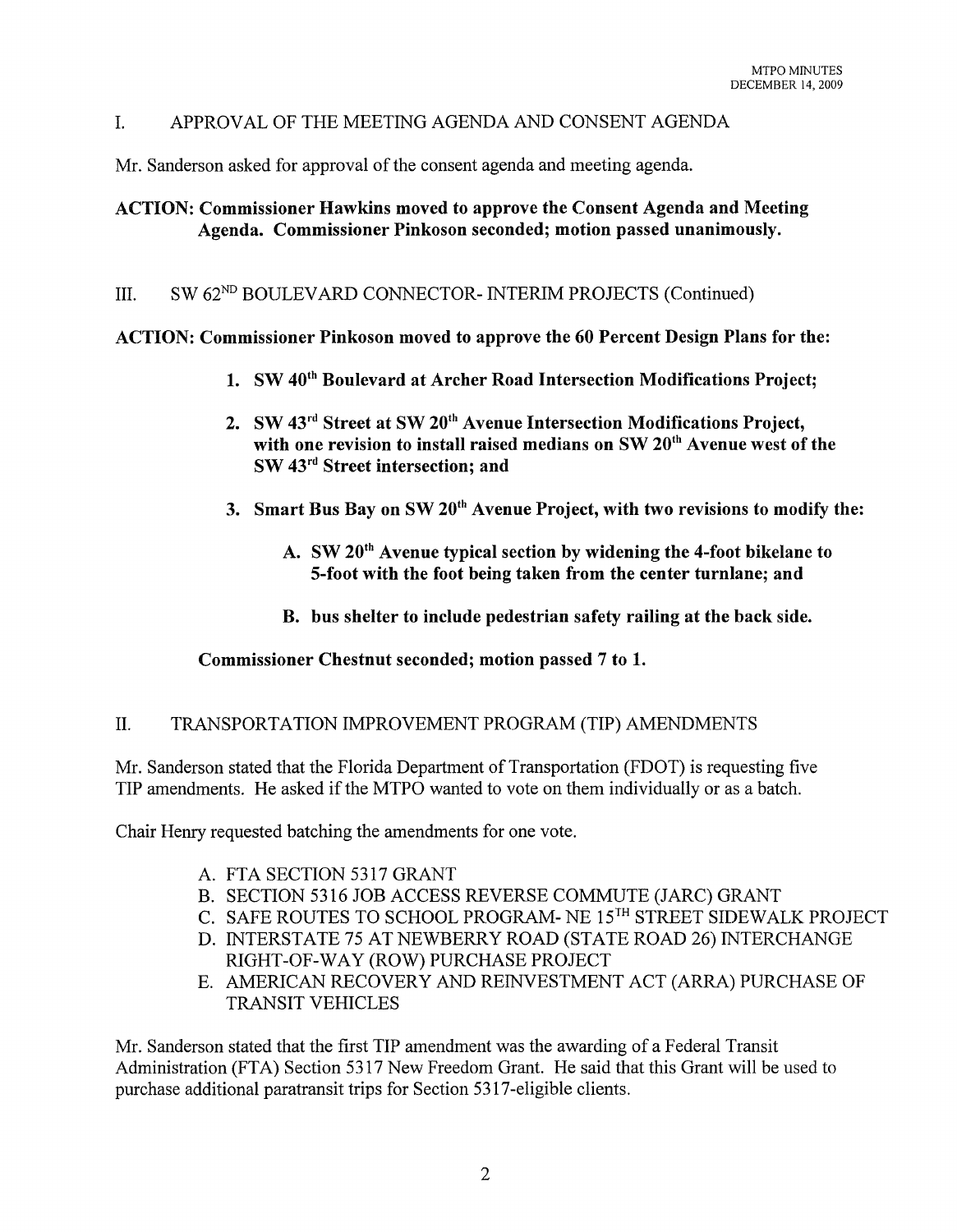## I. APPROVAL OF THE MEETING AGENDA AND CONSENT AGENDA

Mr. Sanderson asked for approval of the consent agenda and meeting agenda.

**ACTION: Commissioner Hawkins moved to approve the Consent Agenda and Meeting Agenda. Commissioner Pinkoson seconded; motion passed unanimously.**

## III. SW 62$^{ND}$ BOULEVARD CONNECTOR- INTERIM PROJECTS (Continued)

**ACTION: Commissioner Pinkoson moved to approve the 60 Percent Design Plans for the:**

1. **SW 40$^{th}$ Boulevard at Archer Road Intersection Modifications Project;**
2. **SW 43$^{rd}$ Street at SW 20$^{th}$ Avenue Intersection Modifications Project, with one revision to install raised medians on SW 20$^{th}$ Avenue west of the SW 43$^{rd}$ Street intersection; and**
3. **Smart Bus Bay on SW 20$^{th}$ Avenue Project, with two revisions to modify the:**
   - **A. SW 20$^{th}$ Avenue typical section by widening the 4-foot bikelane to 5-foot with the foot being taken from the center turnlane; and**
   - **B. bus shelter to include pedestrian safety railing at the back side.**

**Commissioner Chestnut seconded; motion passed 7 to 1.**

## II. TRANSPORTATION IMPROVEMENT PROGRAM (TIP) AMENDMENTS

Mr. Sanderson stated that the Florida Department of Transportation (FDOT) is requesting five TIP amendments. He asked if the MTPO wanted to vote on them individually or as a batch.

Chair Henry requested batching the amendments for one vote.

- A. FTA SECTION 5317 GRANT
- B. SECTION 5316 JOB ACCESS REVERSE COMMUTE (JARC) GRANT
- C. SAFE ROUTES TO SCHOOL PROGRAM- NE 15$^{TH}$ STREET SIDEWALK PROJECT
- D. INTERSTATE 75 AT NEWBERRY ROAD (STATE ROAD 26) INTERCHANGE RIGHT-OF-WAY (ROW) PURCHASE PROJECT
- E. AMERICAN RECOVERY AND REINVESTMENT ACT (ARRA) PURCHASE OF TRANSIT VEHICLES

Mr. Sanderson stated that the first TIP amendment was the awarding of a Federal Transit Administration (FTA) Section 5317 New Freedom Grant. He said that this Grant will be used to purchase additional paratransit trips for Section 5317-eligible clients.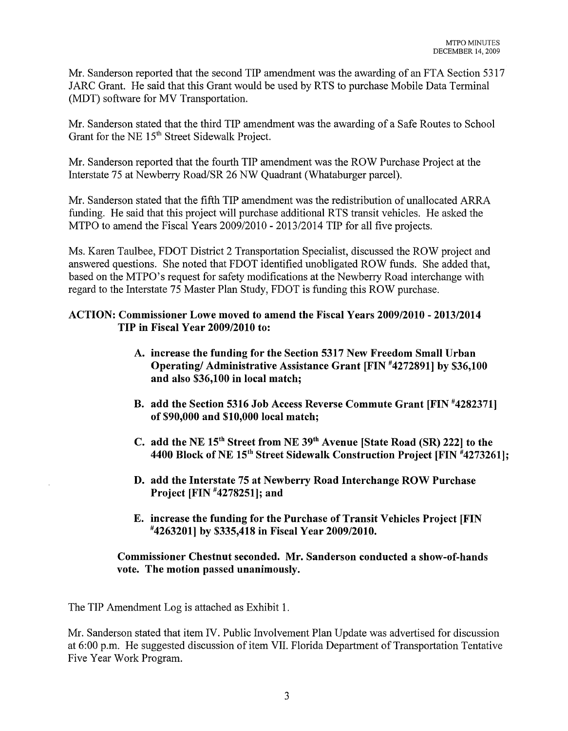Mr. Sanderson reported that the second TIP amendment was the awarding of an FTA Section 5317 JARC Grant. He said that this Grant would be used by RTS to purchase Mobile Data Terminal (MDT) software for MV Transportation.

Mr. Sanderson stated that the third TIP amendment was the awarding of a Safe Routes to School Grant for the NE 15th Street Sidewalk Project.

Mr. Sanderson reported that the fourth TIP amendment was the ROW Purchase Project at the Interstate 75 at Newberry Road/SR 26 NW Quadrant (Whataburger parcel).

Mr. Sanderson stated that the fifth TIP amendment was the redistribution of unallocated ARRA funding. He said that this project will purchase additional RTS transit vehicles. He asked the MTPO to amend the Fiscal Years 2009/2010 - 2013/2014 TIP for all five projects.

Ms. Karen Taulbee, FDOT District 2 Transportation Specialist, discussed the ROW project and answered questions. She noted that FDOT identified unobligated ROW funds. She added that, based on the MTPO's request for safety modifications at the Newberry Road interchange with regard to the Interstate 75 Master Plan Study, FDOT is funding this ROW purchase.

**ACTION: Commissioner Lowe moved to amend the Fiscal Years 2009/2010 - 2013/2014 TIP in Fiscal Year 2009/2010 to:**

> **A. increase the funding for the Section 5317 New Freedom Small Urban Operating/ Administrative Assistance Grant [FIN #4272891] by $36,100 and also $36,100 in local match;**
>
> **B. add the Section 5316 Job Access Reverse Commute Grant [FIN #4282371] of $90,000 and $10,000 local match;**
>
> **C. add the NE 15th Street from NE 39th Avenue [State Road (SR) 222] to the 4400 Block of NE 15th Street Sidewalk Construction Project [FIN #4273261];**
>
> **D. add the Interstate 75 at Newberry Road Interchange ROW Purchase Project [FIN #4278251]; and**
>
> **E. increase the funding for the Purchase of Transit Vehicles Project [FIN #4263201] by $335,418 in Fiscal Year 2009/2010.**

**Commissioner Chestnut seconded. Mr. Sanderson conducted a show-of-hands vote. The motion passed unanimously.**

The TIP Amendment Log is attached as Exhibit 1.

Mr. Sanderson stated that item IV. Public Involvement Plan Update was advertised for discussion at 6:00 p.m. He suggested discussion of item VII. Florida Department of Transportation Tentative Five Year Work Program.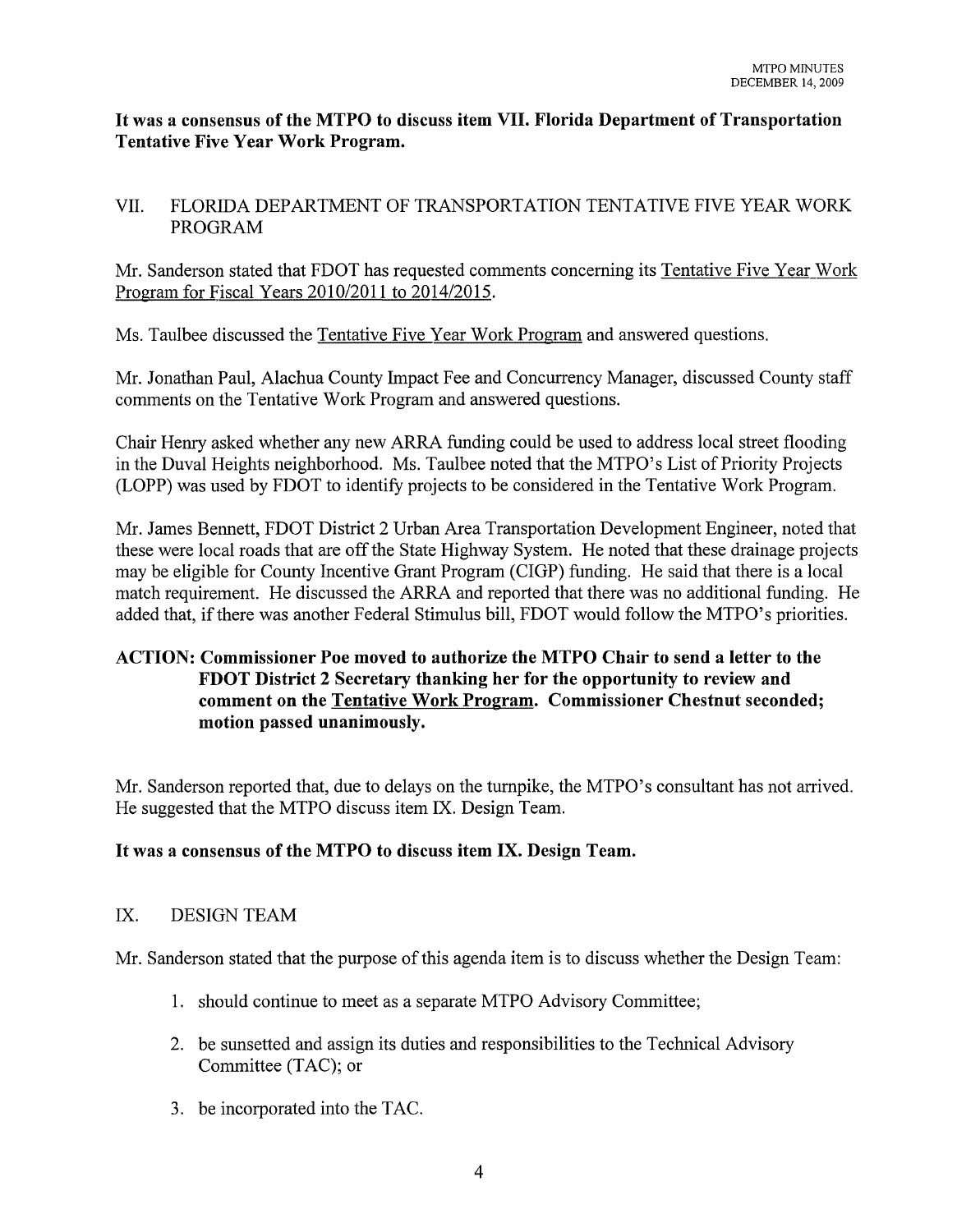**It was a consensus of the MTPO to discuss item VII. Florida Department of Transportation Tentative Five Year Work Program.**

## VII. FLORIDA DEPARTMENT OF TRANSPORTATION TENTATIVE FIVE YEAR WORK PROGRAM

Mr. Sanderson stated that FDOT has requested comments concerning its Tentative Five Year Work Program for Fiscal Years 2010/2011 to 2014/2015.

Ms. Taulbee discussed the Tentative Five Year Work Program and answered questions.

Mr. Jonathan Paul, Alachua County Impact Fee and Concurrency Manager, discussed County staff comments on the Tentative Work Program and answered questions.

Chair Henry asked whether any new ARRA funding could be used to address local street flooding in the Duval Heights neighborhood. Ms. Taulbee noted that the MTPO's List of Priority Projects (LOPP) was used by FDOT to identify projects to be considered in the Tentative Work Program.

Mr. James Bennett, FDOT District 2 Urban Area Transportation Development Engineer, noted that these were local roads that are off the State Highway System. He noted that these drainage projects may be eligible for County Incentive Grant Program (CIGP) funding. He said that there is a local match requirement. He discussed the ARRA and reported that there was no additional funding. He added that, if there was another Federal Stimulus bill, FDOT would follow the MTPO's priorities.

**ACTION: Commissioner Poe moved to authorize the MTPO Chair to send a letter to the FDOT District 2 Secretary thanking her for the opportunity to review and comment on the Tentative Work Program. Commissioner Chestnut seconded; motion passed unanimously.**

Mr. Sanderson reported that, due to delays on the turnpike, the MTPO's consultant has not arrived. He suggested that the MTPO discuss item IX. Design Team.

**It was a consensus of the MTPO to discuss item IX. Design Team.**

## IX. DESIGN TEAM

Mr. Sanderson stated that the purpose of this agenda item is to discuss whether the Design Team:

1. should continue to meet as a separate MTPO Advisory Committee;
2. be sunsetted and assign its duties and responsibilities to the Technical Advisory Committee (TAC); or
3. be incorporated into the TAC.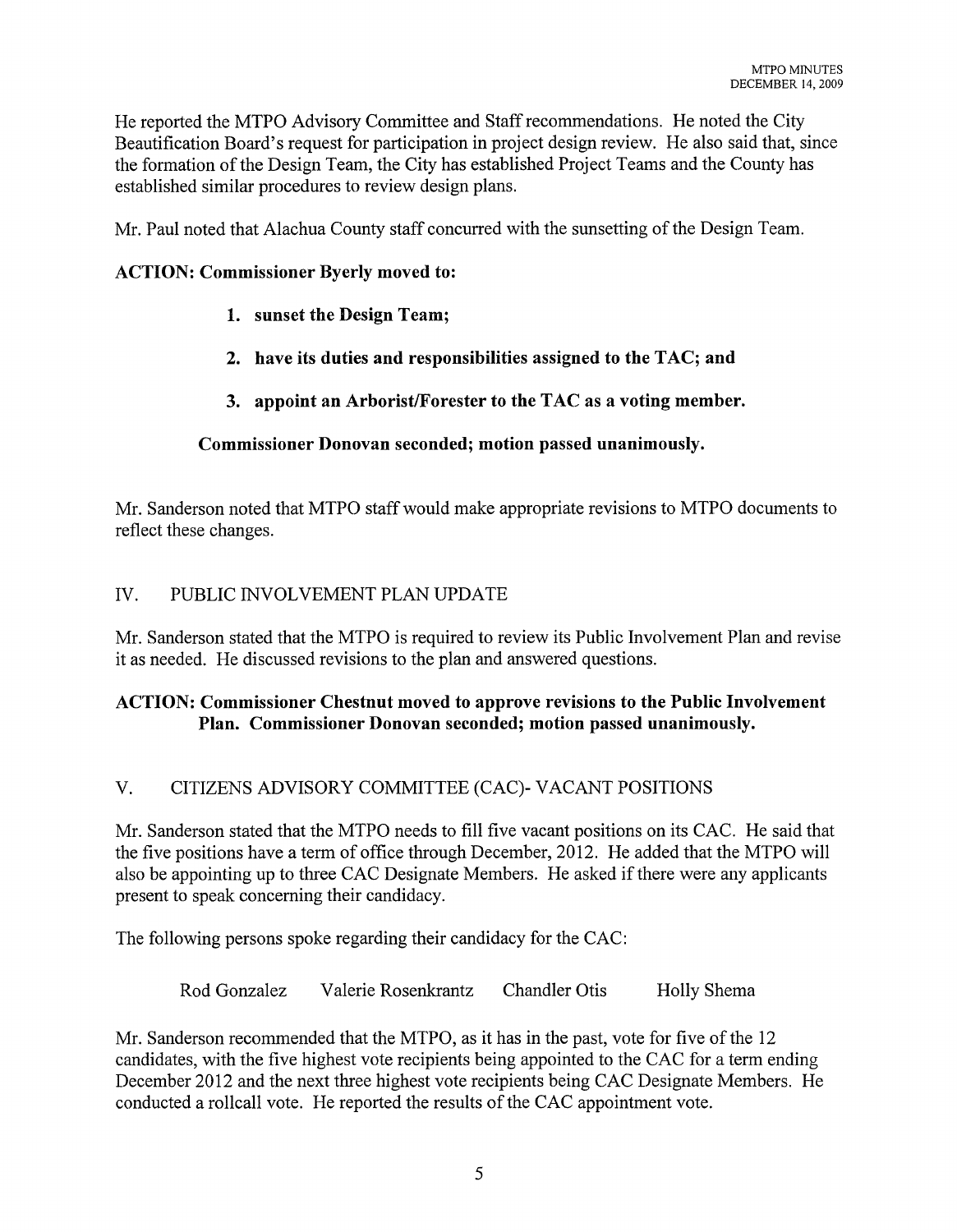He reported the MTPO Advisory Committee and Staff recommendations. He noted the City Beautification Board's request for participation in project design review. He also said that, since the formation of the Design Team, the City has established Project Teams and the County has established similar procedures to review design plans.

Mr. Paul noted that Alachua County staff concurred with the sunsetting of the Design Team.

**ACTION: Commissioner Byerly moved to:**

1. **sunset the Design Team;**
2. **have its duties and responsibilities assigned to the TAC; and**
3. **appoint an Arborist/Forester to the TAC as a voting member.**

**Commissioner Donovan seconded; motion passed unanimously.**

Mr. Sanderson noted that MTPO staff would make appropriate revisions to MTPO documents to reflect these changes.

## IV. PUBLIC INVOLVEMENT PLAN UPDATE

Mr. Sanderson stated that the MTPO is required to review its Public Involvement Plan and revise it as needed. He discussed revisions to the plan and answered questions.

**ACTION: Commissioner Chestnut moved to approve revisions to the Public Involvement Plan. Commissioner Donovan seconded; motion passed unanimously.**

## V. CITIZENS ADVISORY COMMITTEE (CAC)- VACANT POSITIONS

Mr. Sanderson stated that the MTPO needs to fill five vacant positions on its CAC. He said that the five positions have a term of office through December, 2012. He added that the MTPO will also be appointing up to three CAC Designate Members. He asked if there were any applicants present to speak concerning their candidacy.

The following persons spoke regarding their candidacy for the CAC:

Rod Gonzalez    Valerie Rosenkrantz    Chandler Otis    Holly Shema

Mr. Sanderson recommended that the MTPO, as it has in the past, vote for five of the 12 candidates, with the five highest vote recipients being appointed to the CAC for a term ending December 2012 and the next three highest vote recipients being CAC Designate Members. He conducted a rollcall vote. He reported the results of the CAC appointment vote.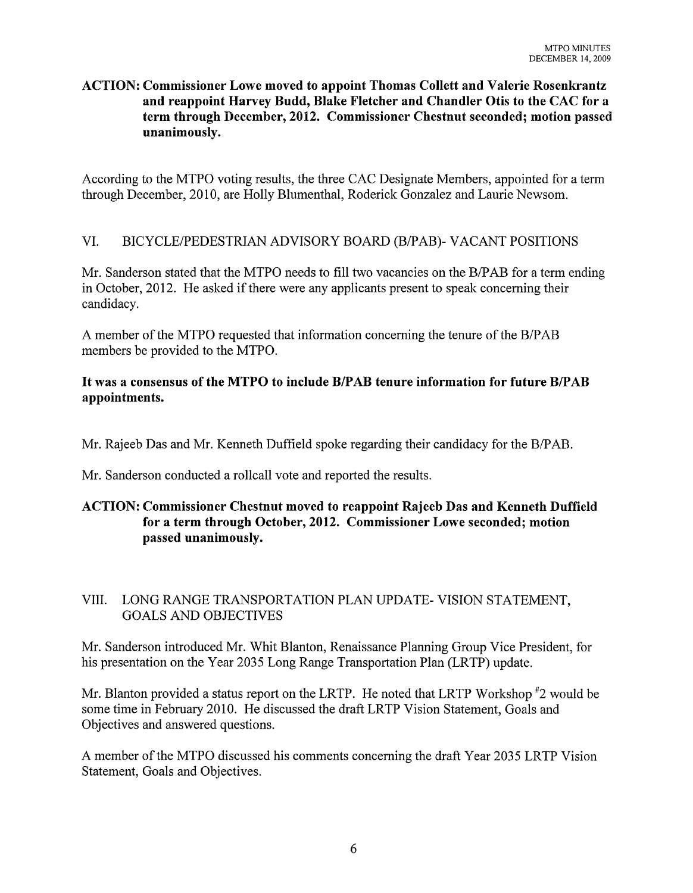**ACTION: Commissioner Lowe moved to appoint Thomas Collett and Valerie Rosenkrantz and reappoint Harvey Budd, Blake Fletcher and Chandler Otis to the CAC for a term through December, 2012. Commissioner Chestnut seconded; motion passed unanimously.**

According to the MTPO voting results, the three CAC Designate Members, appointed for a term through December, 2010, are Holly Blumenthal, Roderick Gonzalez and Laurie Newsom.

## VI. BICYCLE/PEDESTRIAN ADVISORY BOARD (B/PAB)- VACANT POSITIONS

Mr. Sanderson stated that the MTPO needs to fill two vacancies on the B/PAB for a term ending in October, 2012. He asked if there were any applicants present to speak concerning their candidacy.

A member of the MTPO requested that information concerning the tenure of the B/PAB members be provided to the MTPO.

**It was a consensus of the MTPO to include B/PAB tenure information for future B/PAB appointments.**

Mr. Rajeeb Das and Mr. Kenneth Duffield spoke regarding their candidacy for the B/PAB.

Mr. Sanderson conducted a rollcall vote and reported the results.

**ACTION: Commissioner Chestnut moved to reappoint Rajeeb Das and Kenneth Duffield for a term through October, 2012. Commissioner Lowe seconded; motion passed unanimously.**

## VIII. LONG RANGE TRANSPORTATION PLAN UPDATE- VISION STATEMENT, GOALS AND OBJECTIVES

Mr. Sanderson introduced Mr. Whit Blanton, Renaissance Planning Group Vice President, for his presentation on the Year 2035 Long Range Transportation Plan (LRTP) update.

Mr. Blanton provided a status report on the LRTP. He noted that LRTP Workshop #2 would be some time in February 2010. He discussed the draft LRTP Vision Statement, Goals and Objectives and answered questions.

A member of the MTPO discussed his comments concerning the draft Year 2035 LRTP Vision Statement, Goals and Objectives.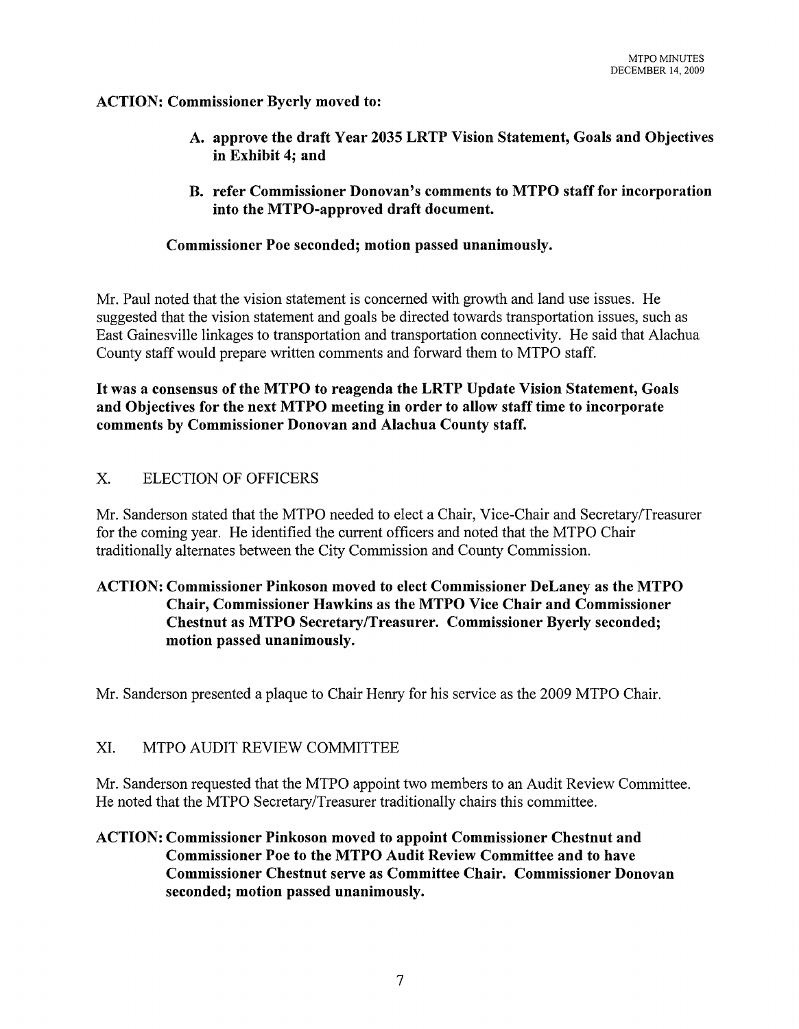**ACTION: Commissioner Byerly moved to:**

> **A. approve the draft Year 2035 LRTP Vision Statement, Goals and Objectives in Exhibit 4; and**
>
> **B. refer Commissioner Donovan's comments to MTPO staff for incorporation into the MTPO-approved draft document.**
>
> **Commissioner Poe seconded; motion passed unanimously.**

Mr. Paul noted that the vision statement is concerned with growth and land use issues. He suggested that the vision statement and goals be directed towards transportation issues, such as East Gainesville linkages to transportation and transportation connectivity. He said that Alachua County staff would prepare written comments and forward them to MTPO staff.

**It was a consensus of the MTPO to reagenda the LRTP Update Vision Statement, Goals and Objectives for the next MTPO meeting in order to allow staff time to incorporate comments by Commissioner Donovan and Alachua County staff.**

## X. ELECTION OF OFFICERS

Mr. Sanderson stated that the MTPO needed to elect a Chair, Vice-Chair and Secretary/Treasurer for the coming year. He identified the current officers and noted that the MTPO Chair traditionally alternates between the City Commission and County Commission.

**ACTION: Commissioner Pinkoson moved to elect Commissioner DeLaney as the MTPO Chair, Commissioner Hawkins as the MTPO Vice Chair and Commissioner Chestnut as MTPO Secretary/Treasurer. Commissioner Byerly seconded; motion passed unanimously.**

Mr. Sanderson presented a plaque to Chair Henry for his service as the 2009 MTPO Chair.

## XI. MTPO AUDIT REVIEW COMMITTEE

Mr. Sanderson requested that the MTPO appoint two members to an Audit Review Committee. He noted that the MTPO Secretary/Treasurer traditionally chairs this committee.

**ACTION: Commissioner Pinkoson moved to appoint Commissioner Chestnut and Commissioner Poe to the MTPO Audit Review Committee and to have Commissioner Chestnut serve as Committee Chair. Commissioner Donovan seconded; motion passed unanimously.**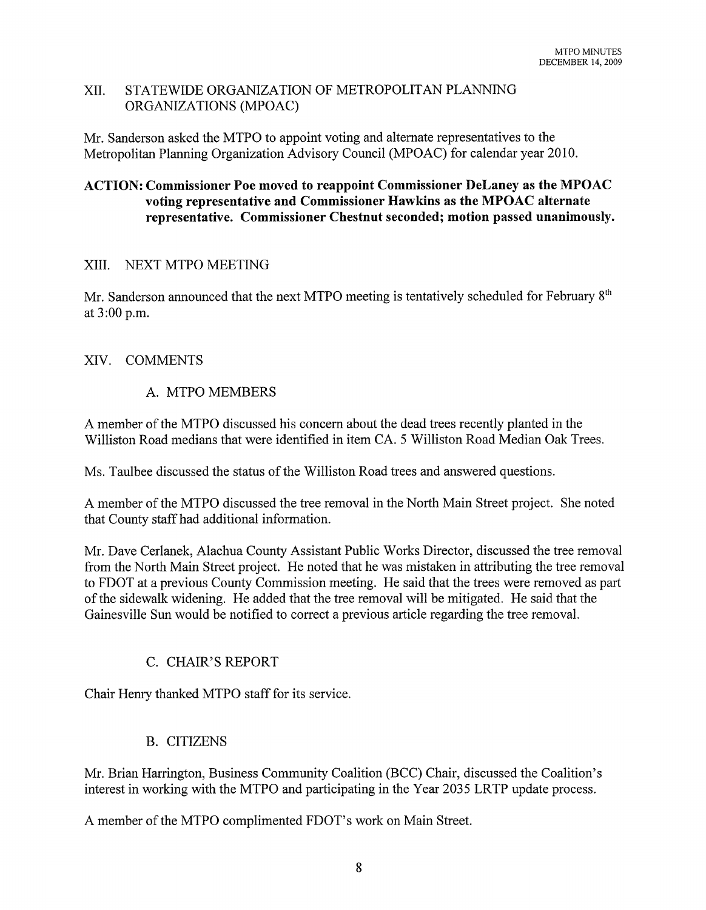## XII. STATEWIDE ORGANIZATION OF METROPOLITAN PLANNING ORGANIZATIONS (MPOAC)

Mr. Sanderson asked the MTPO to appoint voting and alternate representatives to the Metropolitan Planning Organization Advisory Council (MPOAC) for calendar year 2010.

**ACTION: Commissioner Poe moved to reappoint Commissioner DeLaney as the MPOAC voting representative and Commissioner Hawkins as the MPOAC alternate representative. Commissioner Chestnut seconded; motion passed unanimously.**

## XIII. NEXT MTPO MEETING

Mr. Sanderson announced that the next MTPO meeting is tentatively scheduled for February 8th at 3:00 p.m.

## XIV. COMMENTS

### A. MTPO MEMBERS

A member of the MTPO discussed his concern about the dead trees recently planted in the Williston Road medians that were identified in item CA. 5 Williston Road Median Oak Trees.

Ms. Taulbee discussed the status of the Williston Road trees and answered questions.

A member of the MTPO discussed the tree removal in the North Main Street project. She noted that County staff had additional information.

Mr. Dave Cerlanek, Alachua County Assistant Public Works Director, discussed the tree removal from the North Main Street project. He noted that he was mistaken in attributing the tree removal to FDOT at a previous County Commission meeting. He said that the trees were removed as part of the sidewalk widening. He added that the tree removal will be mitigated. He said that the Gainesville Sun would be notified to correct a previous article regarding the tree removal.

### C. CHAIR'S REPORT

Chair Henry thanked MTPO staff for its service.

### B. CITIZENS

Mr. Brian Harrington, Business Community Coalition (BCC) Chair, discussed the Coalition's interest in working with the MTPO and participating in the Year 2035 LRTP update process.

A member of the MTPO complimented FDOT's work on Main Street.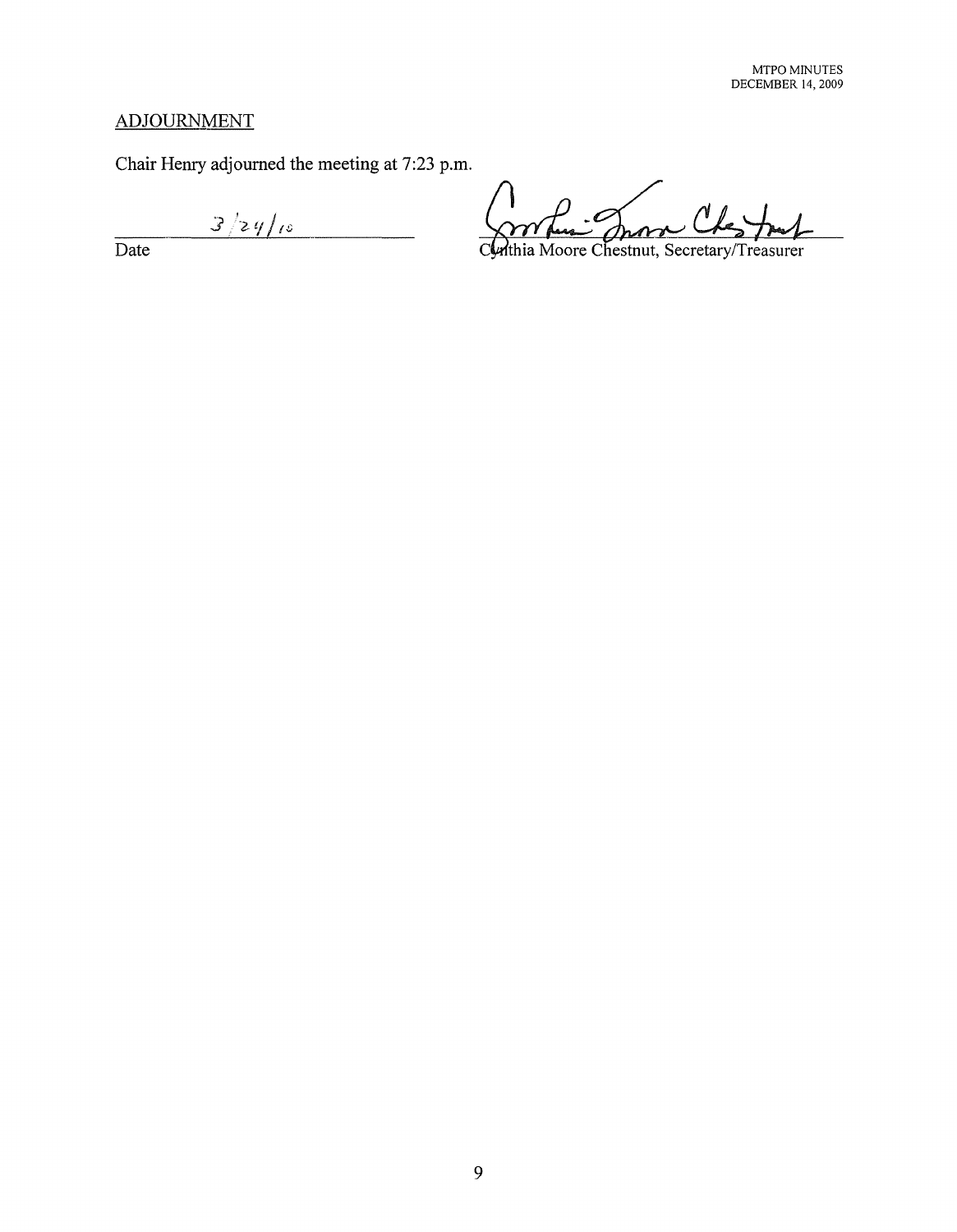ADJOURNMENT

Chair Henry adjourned the meeting at 7:23 p.m.

3/24/10

Date

Cynthia Moore Chestnut, Secretary/Treasurer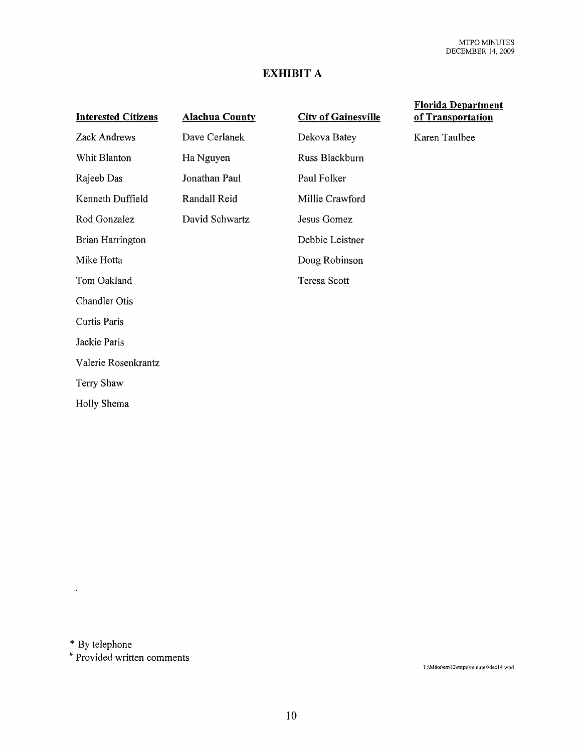## EXHIBIT A

| Interested Citizens | Alachua County | City of Gainesville | Florida Department of Transportation |
|---|---|---|---|
| Zack Andrews | Dave Cerlanek | Dekova Batey | Karen Taulbee |
| Whit Blanton | Ha Nguyen | Russ Blackburn | |
| Rajeeb Das | Jonathan Paul | Paul Folker | |
| Kenneth Duffield | Randall Reid | Millie Crawford | |
| Rod Gonzalez | David Schwartz | Jesus Gomez | |
| Brian Harrington | | Debbie Leistner | |
| Mike Hotta | | Doug Robinson | |
| Tom Oakland | | Teresa Scott | |
| Chandler Otis | | | |
| Curtis Paris | | | |
| Jackie Paris | | | |
| Valerie Rosenkrantz | | | |
| Terry Shaw | | | |
| Holly Shema | | | |

* By telephone

# Provided written comments

T:\Mike\em10\mtpo\minutes\dec14 wpd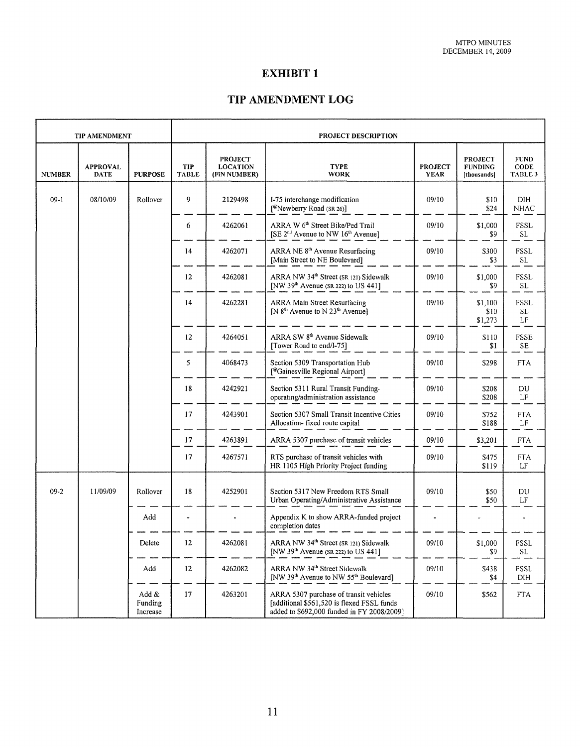# EXHIBIT 1

## TIP AMENDMENT LOG

| TIP AMENDMENT | | | PROJECT DESCRIPTION | | | | | |
|---|---|---|---|---|---|---|---|---|
| **NUMBER** | **APPROVAL DATE** | **PURPOSE** | **TIP TABLE** | **PROJECT LOCATION (FIN NUMBER)** | **TYPE WORK** | **PROJECT YEAR** | **PROJECT FUNDING [thousands]** | **FUND CODE TABLE 3** |
| 09-1 | 08/10/09 | Rollover | 9 | 2129498 | I-75 interchange modification [@Newberry Road (SR 26)] | 09/10 | $10<br>$24 | DIH<br>NHAC |
| | | | 6 | 4262061 | ARRA W 6th Street Bike/Ped Trail [SE 2nd Avenue to NW 16th Avenue] | 09/10 | $1,000<br>$9 | FSSL<br>SL |
| | | | 14 | 4262071 | ARRA NE 8th Avenue Resurfacing [Main Street to NE Boulevard] | 09/10 | $300<br>$3 | FSSL<br>SL |
| | | | 12 | 4262081 | ARRA NW 34th Street (SR 121) Sidewalk [NW 39th Avenue (SR 222) to US 441] | 09/10 | $1,000<br>$9 | FSSL<br>SL |
| | | | 14 | 4262281 | ARRA Main Street Resurfacing [N 8th Avenue to N 23th Avenue] | 09/10 | $1,100<br>$10<br>$1,273 | FSSL<br>SL<br>LF |
| | | | 12 | 4264051 | ARRA SW 8th Avenue Sidewalk [Tower Road to end/I-75] | 09/10 | $110<br>$1 | FSSE<br>SE |
| | | | 5 | 4068473 | Section 5309 Transportation Hub [@Gainesville Regional Airport] | 09/10 | $298 | FTA |
| | | | 18 | 4242921 | Section 5311 Rural Transit Funding-operating/administration assistance | 09/10 | $208<br>$208 | DU<br>LF |
| | | | 17 | 4243901 | Section 5307 Small Transit Incentive Cities Allocation- fixed route capital | 09/10 | $752<br>$188 | FTA<br>LF |
| | | | 17 | 4263891 | ARRA 5307 purchase of transit vehicles | 09/10 | $3,201 | FTA |
| | | | 17 | 4267571 | RTS purchase of transit vehicles with HR 1105 High Priority Project funding | 09/10 | $475<br>$119 | FTA<br>LF |
| 09-2 | 11/09/09 | Rollover | 18 | 4252901 | Section 5317 New Freedom RTS Small Urban Operating/Administrative Assistance | 09/10 | $50<br>$50 | DU<br>LF |
| | | Add | - | - | Appendix K to show ARRA-funded project completion dates | - | - | - |
| | | Delete | 12 | 4262081 | ARRA NW 34th Street (SR 121) Sidewalk [NW 39th Avenue (SR 222) to US 441] | 09/10 | $1,000<br>$9 | FSSL<br>SL |
| | | Add | 12 | 4262082 | ARRA NW 34th Street Sidewalk [NW 39th Avenue to NW 55th Boulevard] | 09/10 | $438<br>$4 | FSSL<br>DIH |
| | | Add & Funding Increase | 17 | 4263201 | ARRA 5307 purchase of transit vehicles [additional $561,520 is flexed FSSL funds added to $692,000 funded in FY 2008/2009] | 09/10 | $562 | FTA |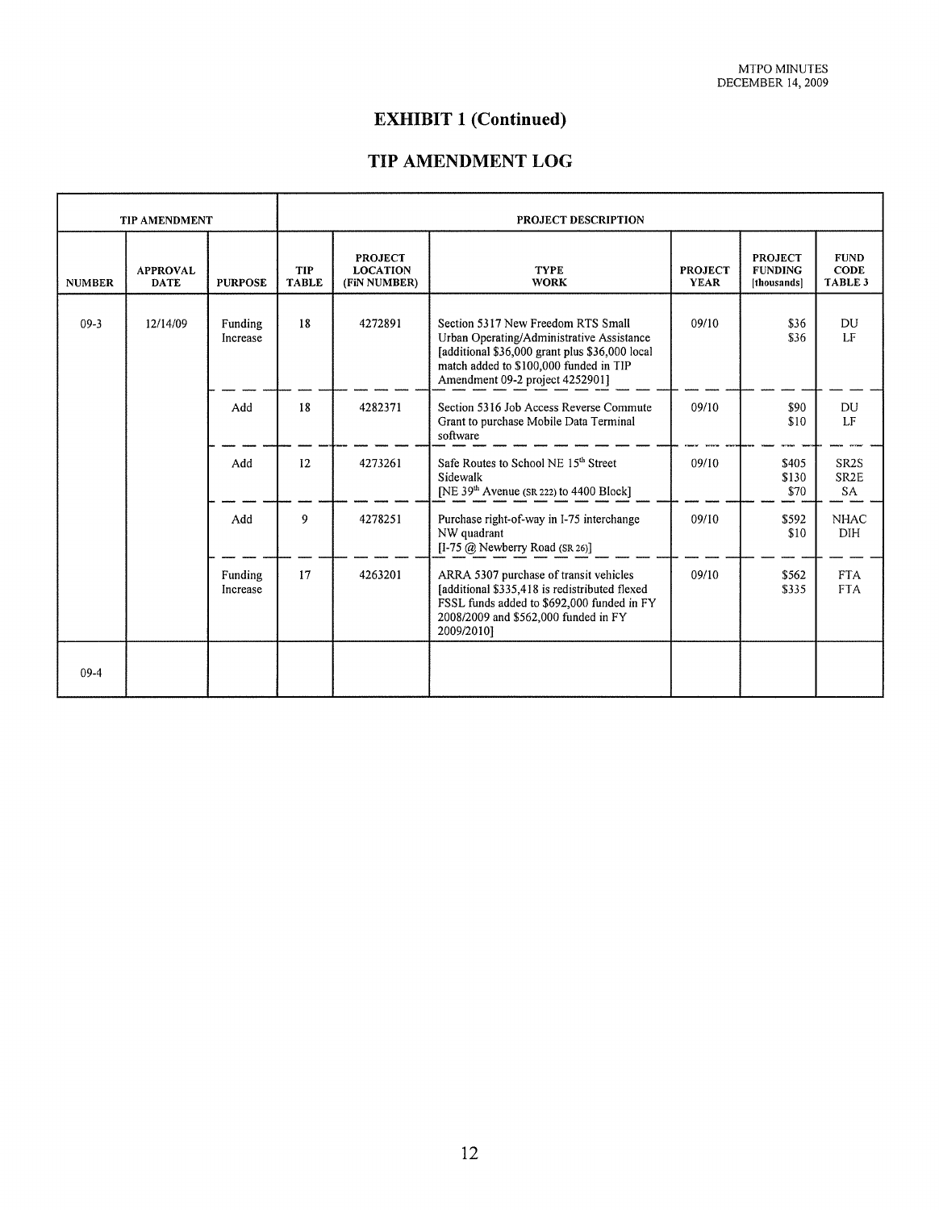## EXHIBIT 1 (Continued)

## TIP AMENDMENT LOG

| TIP AMENDMENT | | | PROJECT DESCRIPTION | | | | | |
|---|---|---|---|---|---|---|---|---|
| NUMBER | APPROVAL DATE | PURPOSE | TIP TABLE | PROJECT LOCATION (FIN NUMBER) | TYPE WORK | PROJECT YEAR | PROJECT FUNDING [thousands] | FUND CODE TABLE 3 |
| 09-3 | 12/14/09 | Funding Increase | 18 | 4272891 | Section 5317 New Freedom RTS Small Urban Operating/Administrative Assistance [additional $36,000 grant plus $36,000 local match added to $100,000 funded in TIP Amendment 09-2 project 4252901] | 09/10 | $36<br>$36 | DU<br>LF |
| | | Add | 18 | 4282371 | Section 5316 Job Access Reverse Commute Grant to purchase Mobile Data Terminal software | 09/10 | $90<br>$10 | DU<br>LF |
| | | Add | 12 | 4273261 | Safe Routes to School NE 15th Street Sidewalk [NE 39th Avenue (SR 222) to 4400 Block] | 09/10 | $405<br>$130<br>$70 | SR2S<br>SR2E<br>SA |
| | | Add | 9 | 4278251 | Purchase right-of-way in I-75 interchange NW quadrant [I-75 @ Newberry Road (SR 26)] | 09/10 | $592<br>$10 | NHAC<br>DIH |
| | | Funding Increase | 17 | 4263201 | ARRA 5307 purchase of transit vehicles [additional $335,418 is redistributed flexed FSSL funds added to $692,000 funded in FY 2008/2009 and $562,000 funded in FY 2009/2010] | 09/10 | $562<br>$335 | FTA<br>FTA |
| 09-4 | | | | | | | | |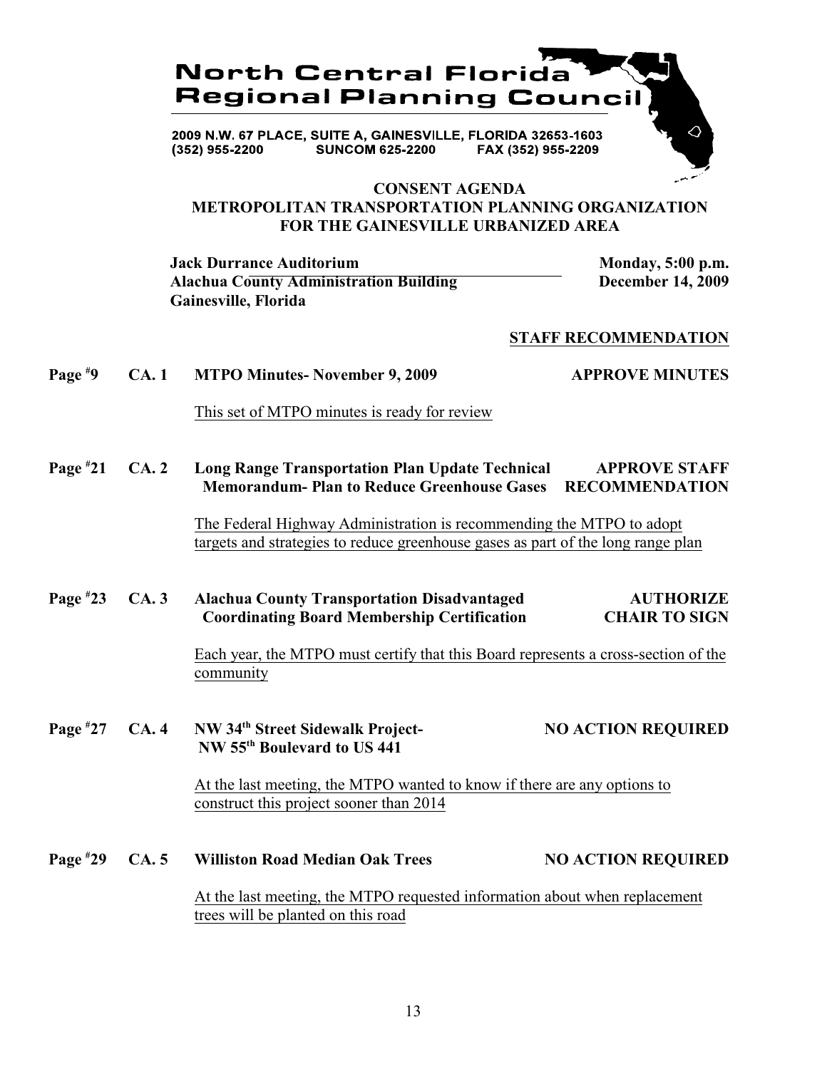# North Central Florida Regional Planning Council

2009 N.W. 67 PLACE, SUITE A, GAINESVILLE, FLORIDA 32653-1603
(352) 955-2200 SUNCOM 625-2200 FAX (352) 955-2209

## CONSENT AGENDA
## METROPOLITAN TRANSPORTATION PLANNING ORGANIZATION FOR THE GAINESVILLE URBANIZED AREA

**Jack Durrance Auditorium**
**Alachua County Administration Building**
**Gainesville, Florida**

**Monday, 5:00 p.m.**
**December 14, 2009**

**STAFF RECOMMENDATION**

**Page #9 CA. 1 MTPO Minutes- November 9, 2009** — **APPROVE MINUTES**

This set of MTPO minutes is ready for review

**Page #21 CA. 2 Long Range Transportation Plan Update Technical Memorandum- Plan to Reduce Greenhouse Gases** — **APPROVE STAFF RECOMMENDATION**

The Federal Highway Administration is recommending the MTPO to adopt targets and strategies to reduce greenhouse gases as part of the long range plan

**Page #23 CA. 3 Alachua County Transportation Disadvantaged Coordinating Board Membership Certification** — **AUTHORIZE CHAIR TO SIGN**

Each year, the MTPO must certify that this Board represents a cross-section of the community

**Page #27 CA. 4 NW 34th Street Sidewalk Project- NW 55th Boulevard to US 441** — **NO ACTION REQUIRED**

At the last meeting, the MTPO wanted to know if there are any options to construct this project sooner than 2014

**Page #29 CA. 5 Williston Road Median Oak Trees** — **NO ACTION REQUIRED**

At the last meeting, the MTPO requested information about when replacement trees will be planted on this road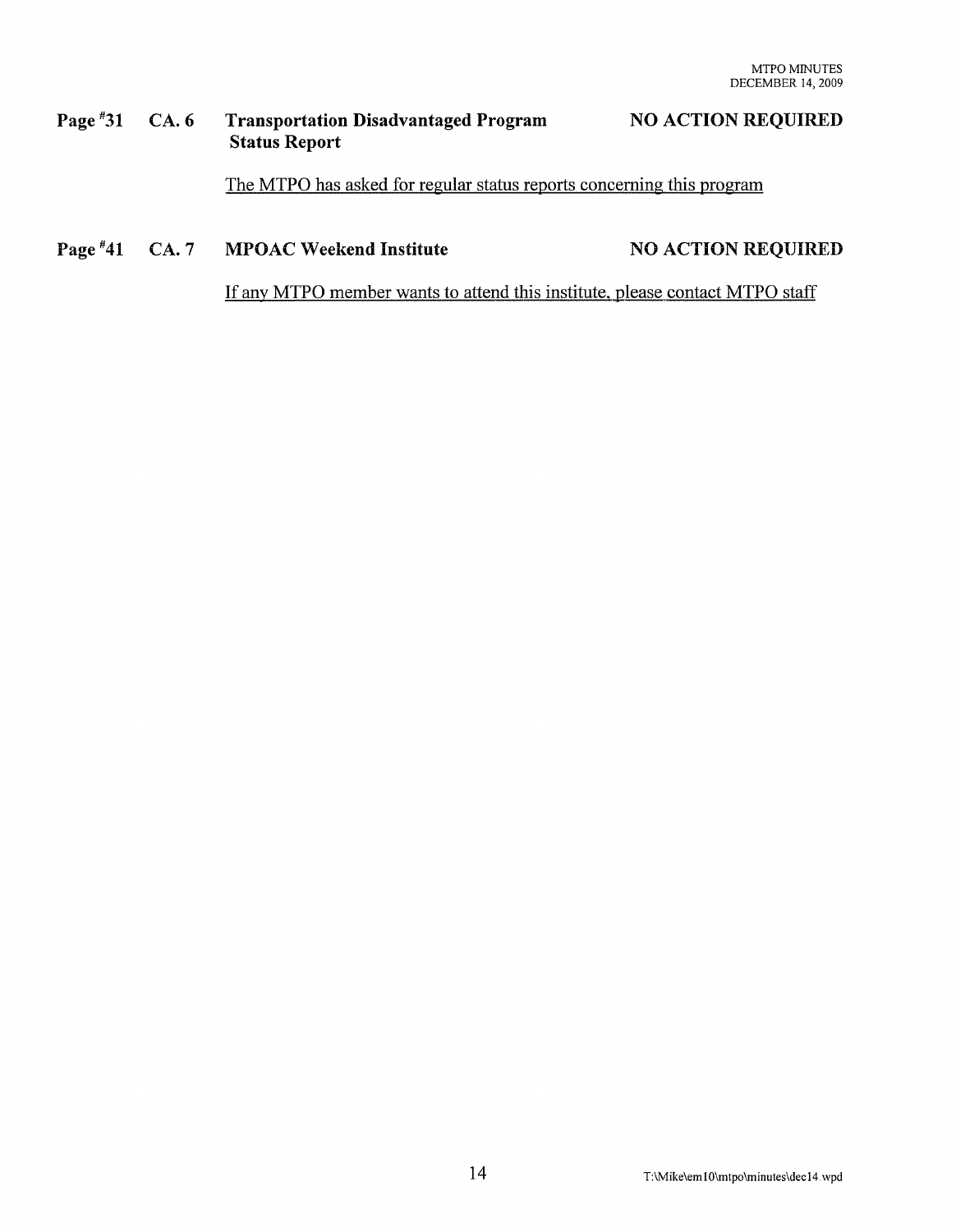**Page #31 CA. 6 Transportation Disadvantaged Program Status Report** **NO ACTION REQUIRED**

The MTPO has asked for regular status reports concerning this program

**Page #41 CA. 7 MPOAC Weekend Institute** **NO ACTION REQUIRED**

If any MTPO member wants to attend this institute, please contact MTPO staff

T:\Mike\em10\mtpo\minutes\dec14.wpd